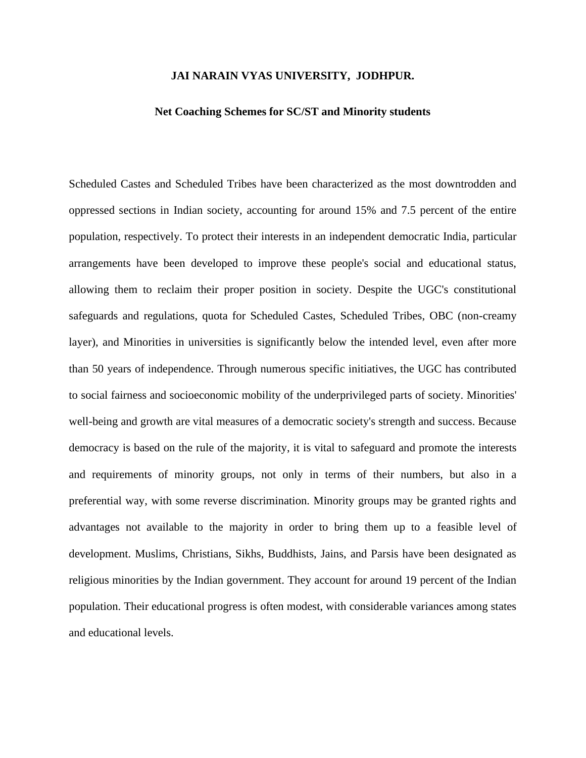# JAI NARAIN VYAS UNIVERSITY, JODHPUR.

## Net Coaching Schemes for SC/ST and Minority students

Scheduled Castes and Scheduled Tribes have been characterized as the most downtrodden and oppressed sections in Indian society, accounting for around 15% and 7.5 percent of the entire population, respectively. To protect their interests in an independent democratic India, particular arrangements have been developed to improve these people's social and educational status, allowing them to reclaim their proper position in society. Despite the UGC's constitutional safeguards and regulations, quota for Scheduled Castes, Scheduled Tribes, OBC (non-creamy layer), and Minorities in universities is significantly below the intended level, even after more than 50 years of independence. Through numerous specific initiatives, the UGC has contributed to social fairness and socioeconomic mobility of the underprivileged parts of society. Minorities' well-being and growth are vital measures of a democratic society's strength and success. Because democracy is based on the rule of the majority, it is vital to safeguard and promote the interests and requirements of minority groups, not only in terms of their numbers, but also in a preferential way, with some reverse discrimination. Minority groups may be granted rights and advantages not available to the majority in order to bring them up to a feasible level of development. Muslims, Christians, Sikhs, Buddhists, Jains, and Parsis have been designated as religious minorities by the Indian government. They account for around 19 percent of the Indian population. Their educational progress is often modest, with considerable variances among states and educational levels.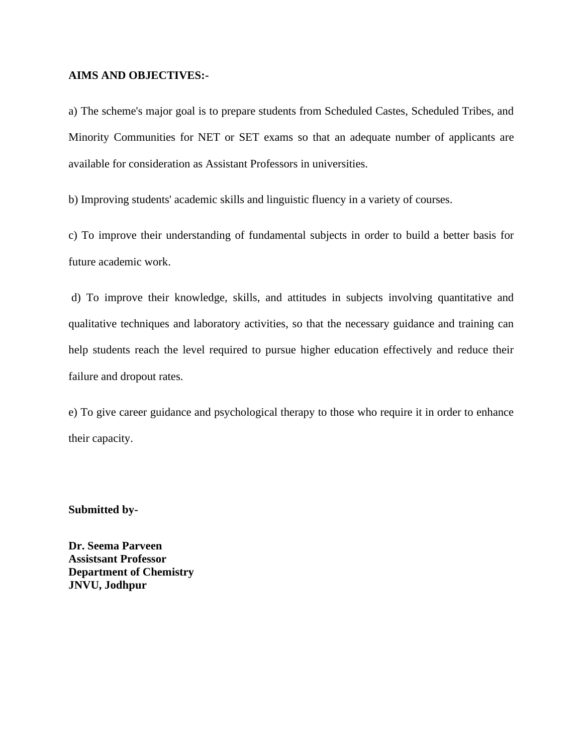**AIMS AND OBJECTIVES:-**

a) The scheme's major goal is to prepare students from Scheduled Castes, Scheduled Tribes, and Minority Communities for NET or SET exams so that an adequate number of applicants are available for consideration as Assistant Professors in universities.

b) Improving students' academic skills and linguistic fluency in a variety of courses.

c) To improve their understanding of fundamental subjects in order to build a better basis for future academic work.

d) To improve their knowledge, skills, and attitudes in subjects involving quantitative and qualitative techniques and laboratory activities, so that the necessary guidance and training can help students reach the level required to pursue higher education effectively and reduce their failure and dropout rates.

e) To give career guidance and psychological therapy to those who require it in order to enhance their capacity.

**Submitted by-**

**Dr. Seema Parveen**
**Assistsant Professor**
**Department of Chemistry**
**JNVU, Jodhpur**